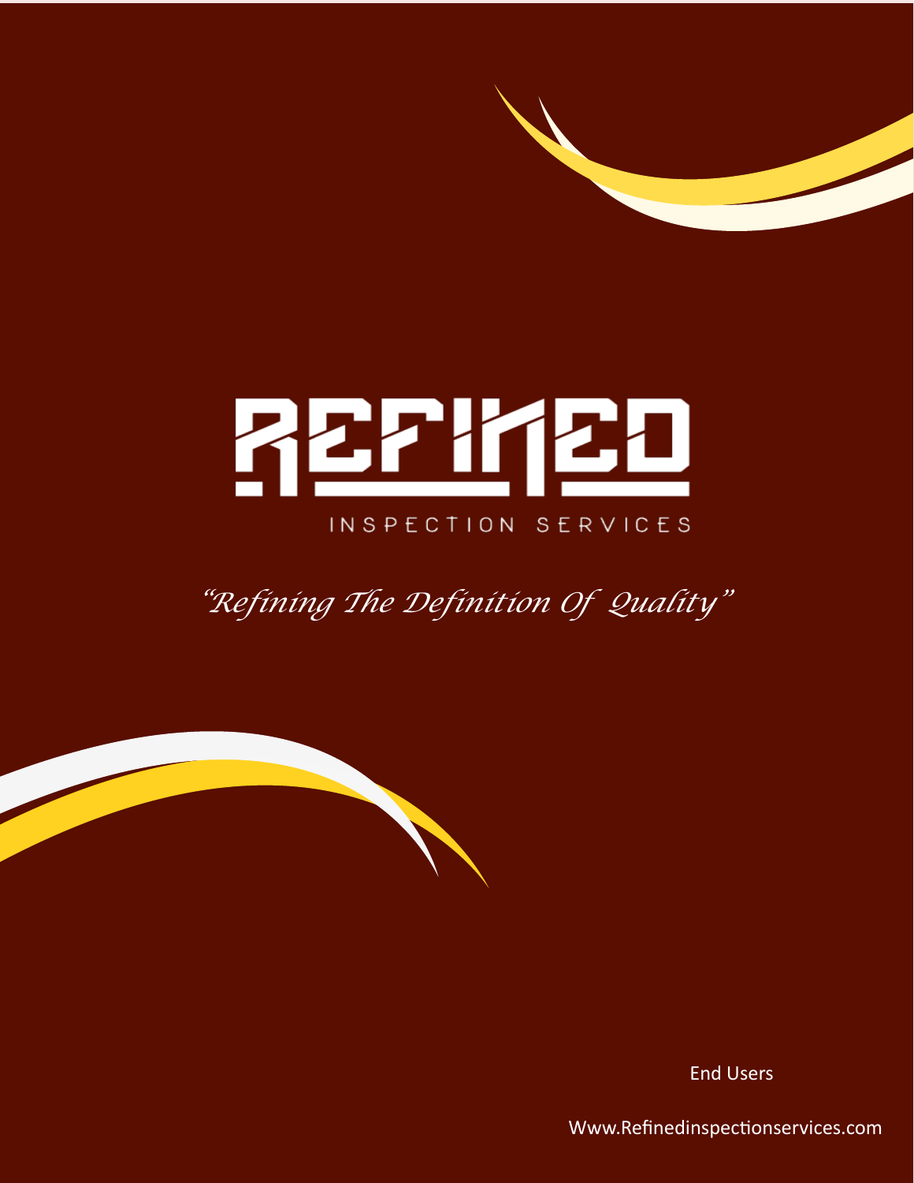# REFINED

INSPECTION SERVICES

*"Refining The Definition Of Quality"*

End Users

Www.Refinedinspectionservices.com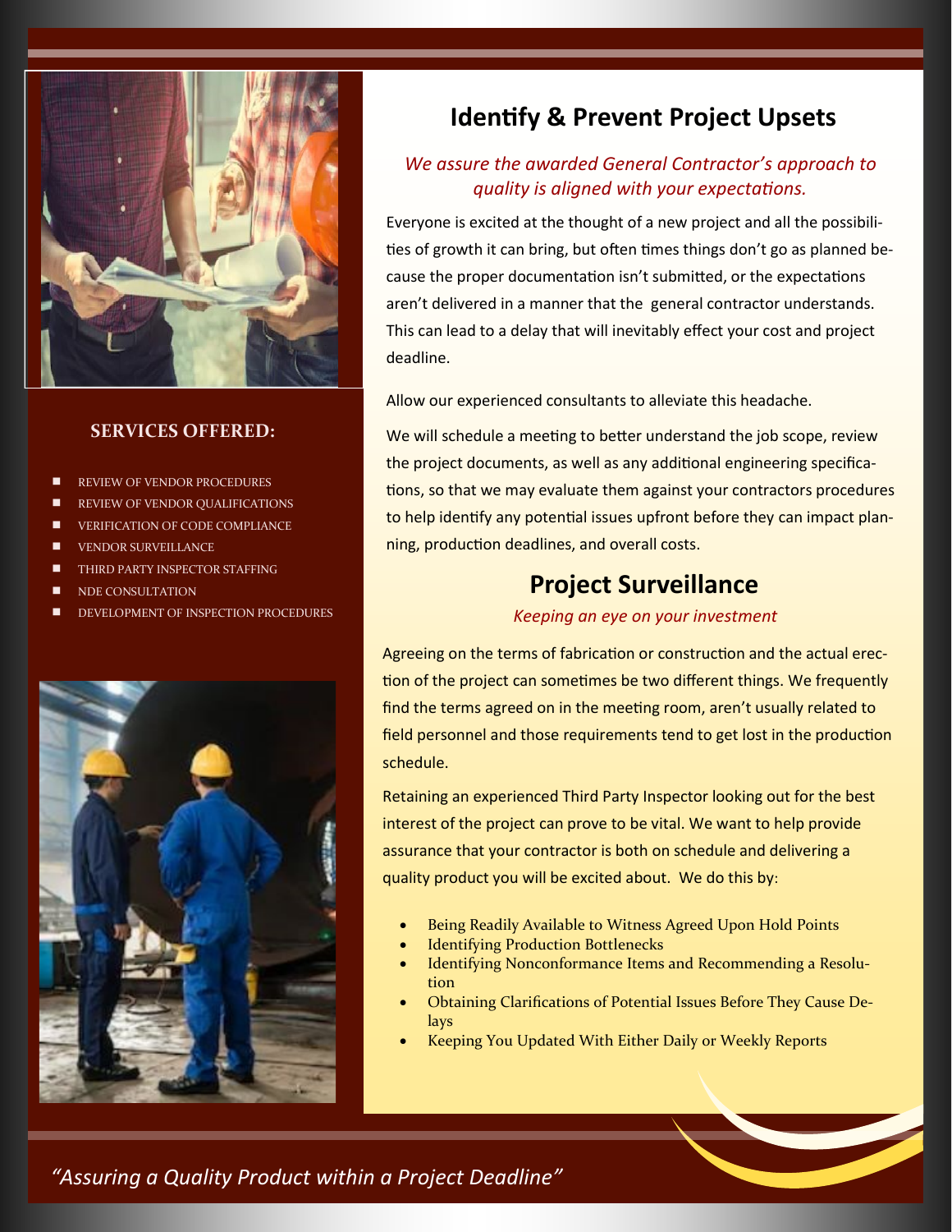## SERVICES OFFERED:

- REVIEW OF VENDOR PROCEDURES
- REVIEW OF VENDOR QUALIFICATIONS
- VERIFICATION OF CODE COMPLIANCE
- VENDOR SURVEILLANCE
- THIRD PARTY INSPECTOR STAFFING
- NDE CONSULTATION
- DEVELOPMENT OF INSPECTION PROCEDURES

# Identify & Prevent Project Upsets

*We assure the awarded General Contractor's approach to quality is aligned with your expectations.*

Everyone is excited at the thought of a new project and all the possibilities of growth it can bring, but often times things don't go as planned because the proper documentation isn't submitted, or the expectations aren't delivered in a manner that the general contractor understands. This can lead to a delay that will inevitably effect your cost and project deadline.

Allow our experienced consultants to alleviate this headache.

We will schedule a meeting to better understand the job scope, review the project documents, as well as any additional engineering specifications, so that we may evaluate them against your contractors procedures to help identify any potential issues upfront before they can impact planning, production deadlines, and overall costs.

# Project Surveillance

*Keeping an eye on your investment*

Agreeing on the terms of fabrication or construction and the actual erection of the project can sometimes be two different things. We frequently find the terms agreed on in the meeting room, aren't usually related to field personnel and those requirements tend to get lost in the production schedule.

Retaining an experienced Third Party Inspector looking out for the best interest of the project can prove to be vital. We want to help provide assurance that your contractor is both on schedule and delivering a quality product you will be excited about. We do this by:

- Being Readily Available to Witness Agreed Upon Hold Points
- Identifying Production Bottlenecks
- Identifying Nonconformance Items and Recommending a Resolution
- Obtaining Clarifications of Potential Issues Before They Cause Delays
- Keeping You Updated With Either Daily or Weekly Reports

*"Assuring a Quality Product within a Project Deadline"*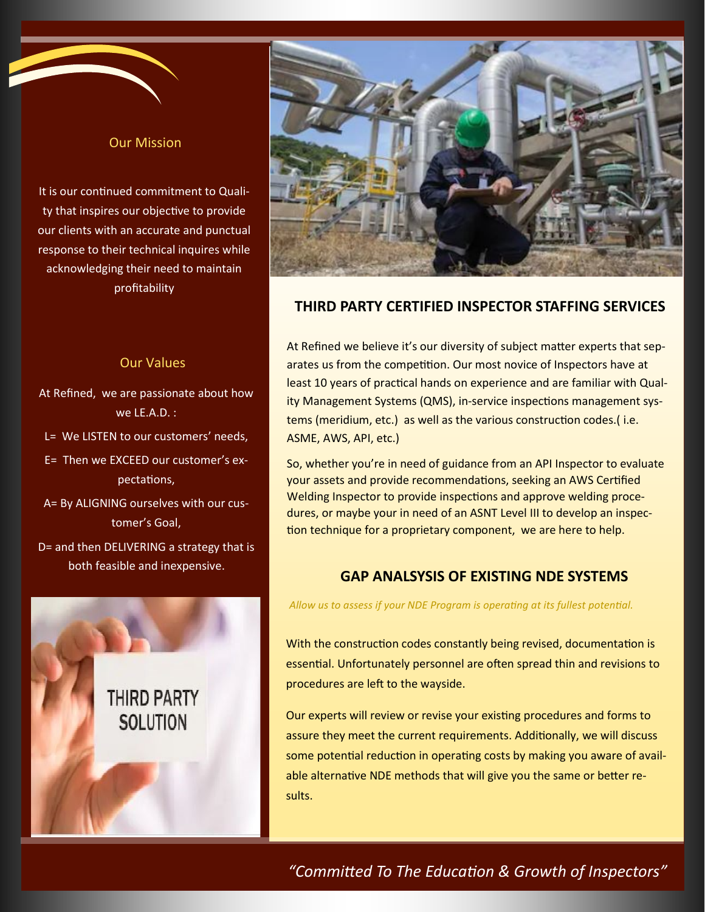## Our Mission

It is our continued commitment to Quality that inspires our objective to provide our clients with an accurate and punctual response to their technical inquires while acknowledging their need to maintain profitability

## Our Values

At Refined, we are passionate about how we LE.A.D. :

L= We LISTEN to our customers' needs,

E= Then we EXCEED our customer's expectations,

A= By ALIGNING ourselves with our customer's Goal,

D= and then DELIVERING a strategy that is both feasible and inexpensive.

THIRD PARTY SOLUTION

## THIRD PARTY CERTIFIED INSPECTOR STAFFING SERVICES

At Refined we believe it's our diversity of subject matter experts that separates us from the competition. Our most novice of Inspectors have at least 10 years of practical hands on experience and are familiar with Quality Management Systems (QMS), in-service inspections management systems (meridium, etc.) as well as the various construction codes.( i.e. ASME, AWS, API, etc.)

So, whether you're in need of guidance from an API Inspector to evaluate your assets and provide recommendations, seeking an AWS Certified Welding Inspector to provide inspections and approve welding procedures, or maybe your in need of an ASNT Level III to develop an inspection technique for a proprietary component, we are here to help.

## GAP ANALSYSIS OF EXISTING NDE SYSTEMS

*Allow us to assess if your NDE Program is operating at its fullest potential.*

With the construction codes constantly being revised, documentation is essential. Unfortunately personnel are often spread thin and revisions to procedures are left to the wayside.

Our experts will review or revise your existing procedures and forms to assure they meet the current requirements. Additionally, we will discuss some potential reduction in operating costs by making you aware of available alternative NDE methods that will give you the same or better results.

*"Committed To The Education & Growth of Inspectors"*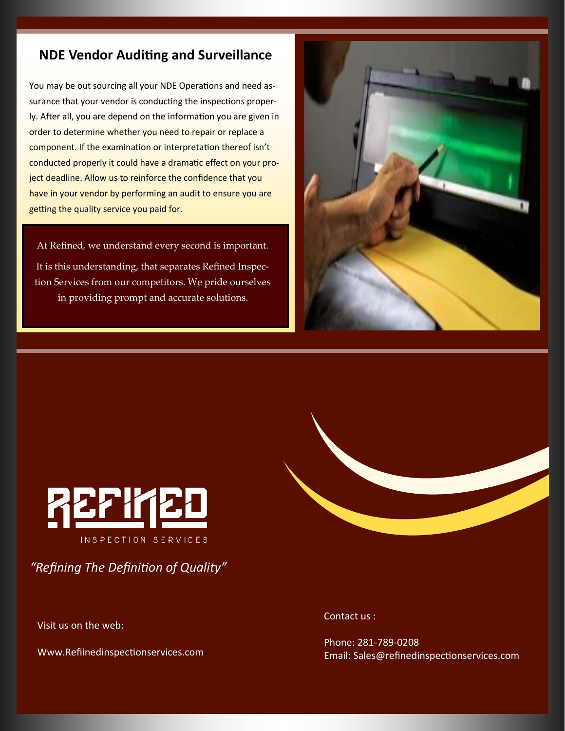## NDE Vendor Auditing and Surveillance

You may be out sourcing all your NDE Operations and need assurance that your vendor is conducting the inspections properly. After all, you are depend on the information you are given in order to determine whether you need to repair or replace a component. If the examination or interpretation thereof isn't conducted properly it could have a dramatic effect on your project deadline. Allow us to reinforce the confidence that you have in your vendor by performing an audit to ensure you are getting the quality service you paid for.

At Refined, we understand every second is important.

It is this understanding, that separates Refined Inspection Services from our competitors. We pride ourselves in providing prompt and accurate solutions.

REFINED

INSPECTION SERVICES

*"Refining The Definition of Quality"*

Visit us on the web:

Www.Refiinedinspectionservices.com

Contact us :

Phone: 281-789-0208
Email: Sales@refinedinspectionservices.com